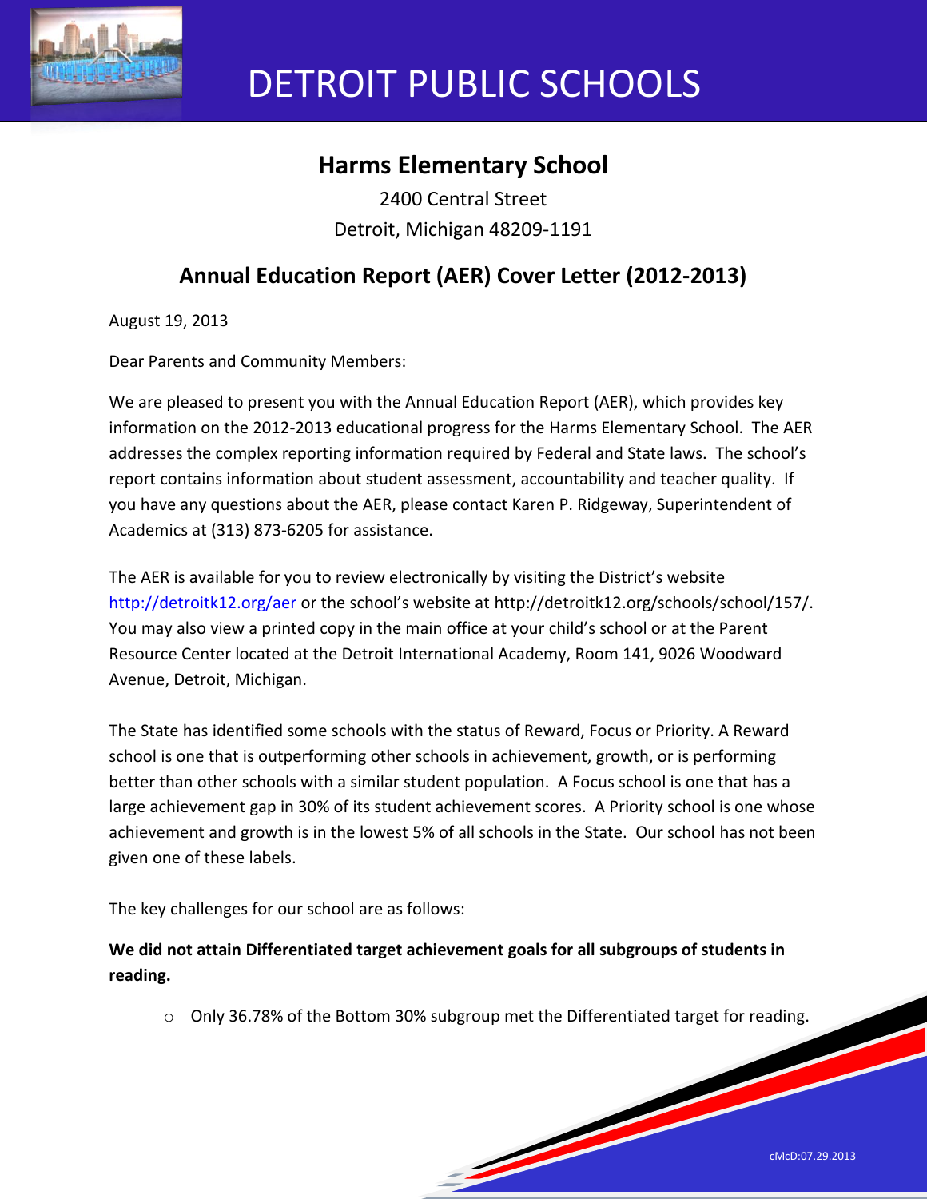# DETROIT PUBLIC SCHOOLS

## Harms Elementary School

2400 Central Street
Detroit, Michigan 48209-1191

## Annual Education Report (AER) Cover Letter (2012-2013)

August 19, 2013

Dear Parents and Community Members:

We are pleased to present you with the Annual Education Report (AER), which provides key information on the 2012-2013 educational progress for the Harms Elementary School. The AER addresses the complex reporting information required by Federal and State laws. The school's report contains information about student assessment, accountability and teacher quality. If you have any questions about the AER, please contact Karen P. Ridgeway, Superintendent of Academics at (313) 873-6205 for assistance.

The AER is available for you to review electronically by visiting the District's website http://detroitk12.org/aer or the school's website at http://detroitk12.org/schools/school/157/. You may also view a printed copy in the main office at your child's school or at the Parent Resource Center located at the Detroit International Academy, Room 141, 9026 Woodward Avenue, Detroit, Michigan.

The State has identified some schools with the status of Reward, Focus or Priority. A Reward school is one that is outperforming other schools in achievement, growth, or is performing better than other schools with a similar student population. A Focus school is one that has a large achievement gap in 30% of its student achievement scores. A Priority school is one whose achievement and growth is in the lowest 5% of all schools in the State. Our school has not been given one of these labels.

The key challenges for our school are as follows:

**We did not attain Differentiated target achievement goals for all subgroups of students in reading.**

- Only 36.78% of the Bottom 30% subgroup met the Differentiated target for reading.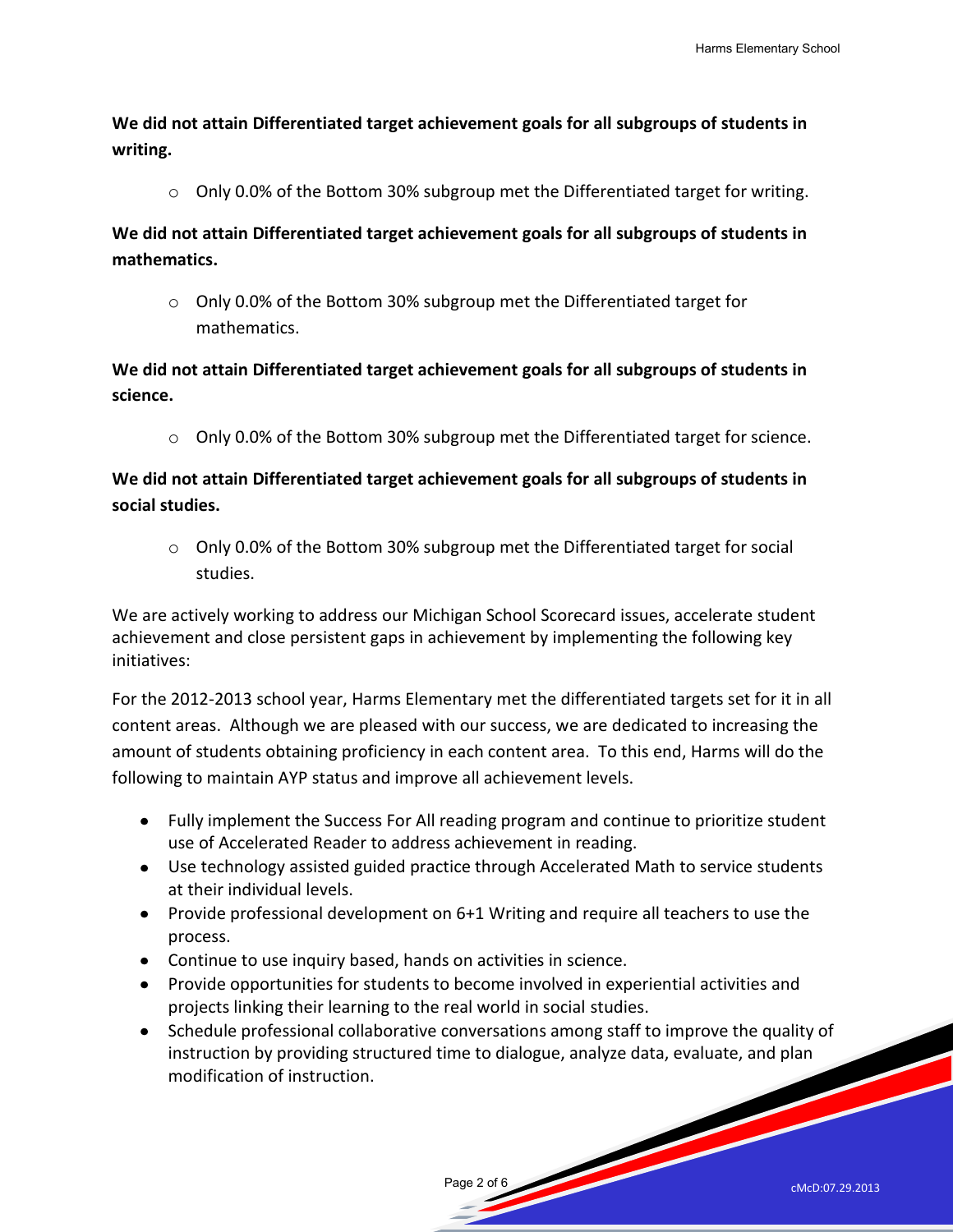**We did not attain Differentiated target achievement goals for all subgroups of students in writing.**

- Only 0.0% of the Bottom 30% subgroup met the Differentiated target for writing.

**We did not attain Differentiated target achievement goals for all subgroups of students in mathematics.**

- Only 0.0% of the Bottom 30% subgroup met the Differentiated target for mathematics.

**We did not attain Differentiated target achievement goals for all subgroups of students in science.**

- Only 0.0% of the Bottom 30% subgroup met the Differentiated target for science.

**We did not attain Differentiated target achievement goals for all subgroups of students in social studies.**

- Only 0.0% of the Bottom 30% subgroup met the Differentiated target for social studies.

We are actively working to address our Michigan School Scorecard issues, accelerate student achievement and close persistent gaps in achievement by implementing the following key initiatives:

For the 2012-2013 school year, Harms Elementary met the differentiated targets set for it in all content areas. Although we are pleased with our success, we are dedicated to increasing the amount of students obtaining proficiency in each content area. To this end, Harms will do the following to maintain AYP status and improve all achievement levels.

- Fully implement the Success For All reading program and continue to prioritize student use of Accelerated Reader to address achievement in reading.
- Use technology assisted guided practice through Accelerated Math to service students at their individual levels.
- Provide professional development on 6+1 Writing and require all teachers to use the process.
- Continue to use inquiry based, hands on activities in science.
- Provide opportunities for students to become involved in experiential activities and projects linking their learning to the real world in social studies.
- Schedule professional collaborative conversations among staff to improve the quality of instruction by providing structured time to dialogue, analyze data, evaluate, and plan modification of instruction.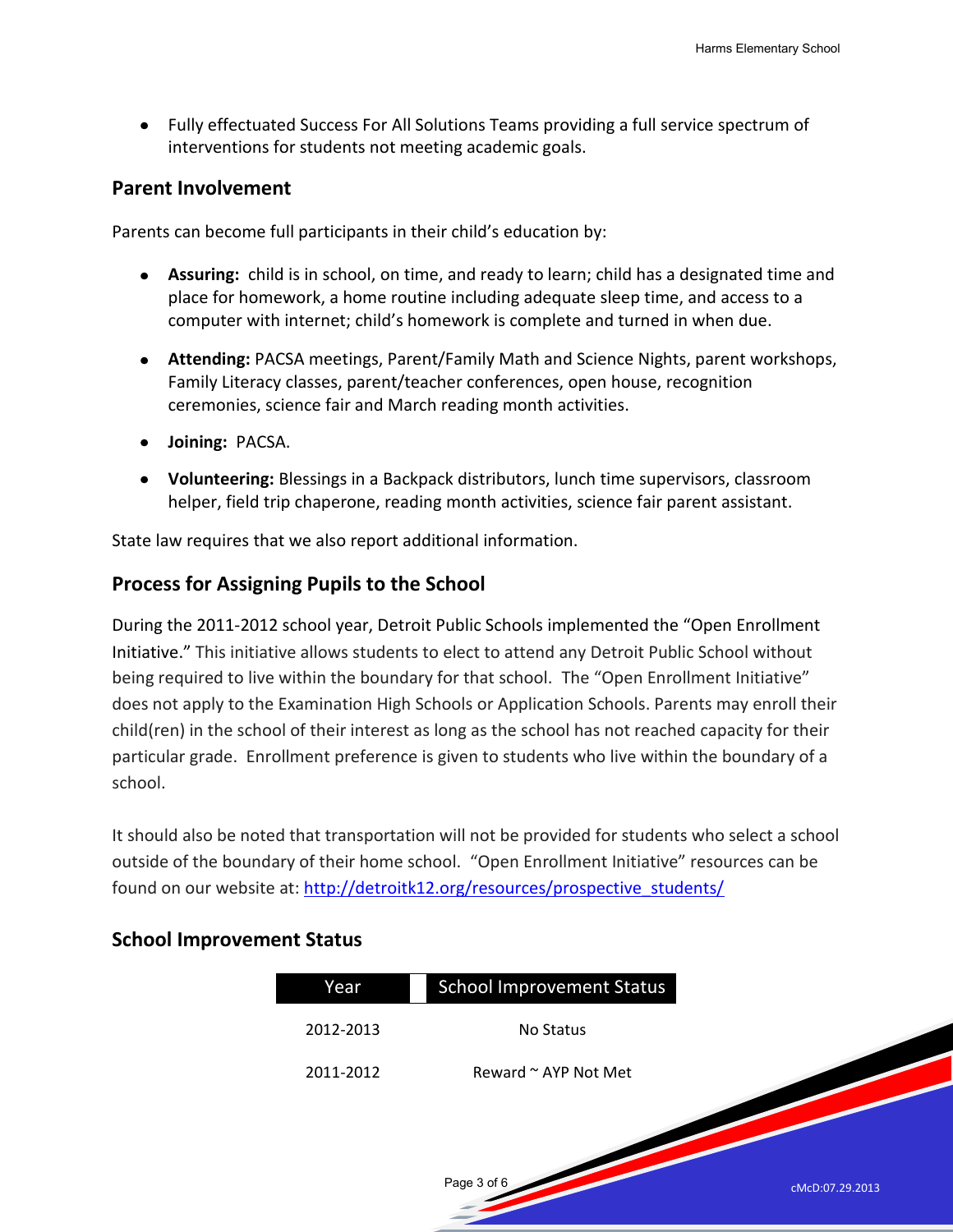- Fully effectuated Success For All Solutions Teams providing a full service spectrum of interventions for students not meeting academic goals.

## Parent Involvement

Parents can become full participants in their child's education by:

- **Assuring:** child is in school, on time, and ready to learn; child has a designated time and place for homework, a home routine including adequate sleep time, and access to a computer with internet; child's homework is complete and turned in when due.
- **Attending:** PACSA meetings, Parent/Family Math and Science Nights, parent workshops, Family Literacy classes, parent/teacher conferences, open house, recognition ceremonies, science fair and March reading month activities.
- **Joining:** PACSA.
- **Volunteering:** Blessings in a Backpack distributors, lunch time supervisors, classroom helper, field trip chaperone, reading month activities, science fair parent assistant.

State law requires that we also report additional information.

## Process for Assigning Pupils to the School

During the 2011-2012 school year, Detroit Public Schools implemented the "Open Enrollment Initiative." This initiative allows students to elect to attend any Detroit Public School without being required to live within the boundary for that school. The "Open Enrollment Initiative" does not apply to the Examination High Schools or Application Schools. Parents may enroll their child(ren) in the school of their interest as long as the school has not reached capacity for their particular grade. Enrollment preference is given to students who live within the boundary of a school.

It should also be noted that transportation will not be provided for students who select a school outside of the boundary of their home school. "Open Enrollment Initiative" resources can be found on our website at: http://detroitk12.org/resources/prospective_students/

## School Improvement Status

| Year | School Improvement Status |
|---|---|
| 2012-2013 | No Status |
| 2011-2012 | Reward ~ AYP Not Met |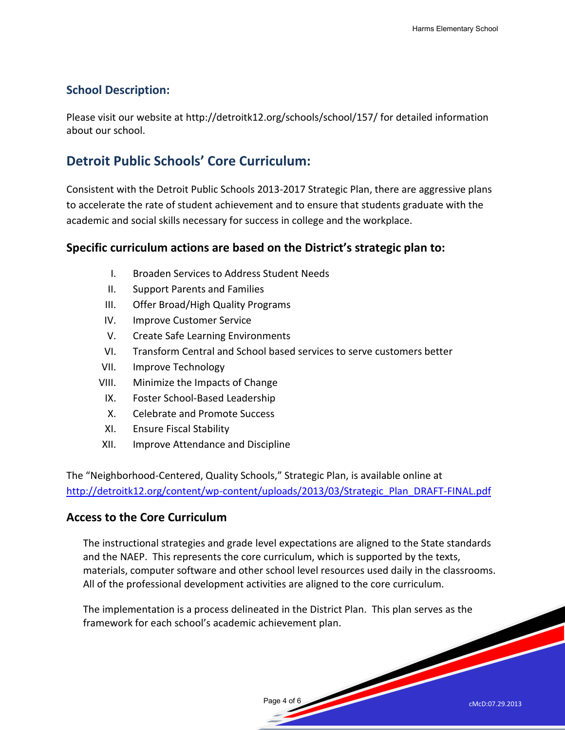## School Description:

Please visit our website at http://detroitk12.org/schools/school/157/ for detailed information about our school.

# Detroit Public Schools' Core Curriculum:

Consistent with the Detroit Public Schools 2013-2017 Strategic Plan, there are aggressive plans to accelerate the rate of student achievement and to ensure that students graduate with the academic and social skills necessary for success in college and the workplace.

### Specific curriculum actions are based on the District's strategic plan to:

I. Broaden Services to Address Student Needs
II. Support Parents and Families
III. Offer Broad/High Quality Programs
IV. Improve Customer Service
V. Create Safe Learning Environments
VI. Transform Central and School based services to serve customers better
VII. Improve Technology
VIII. Minimize the Impacts of Change
IX. Foster School-Based Leadership
X. Celebrate and Promote Success
XI. Ensure Fiscal Stability
XII. Improve Attendance and Discipline

The "Neighborhood-Centered, Quality Schools," Strategic Plan, is available online at http://detroitk12.org/content/wp-content/uploads/2013/03/Strategic_Plan_DRAFT-FINAL.pdf

### Access to the Core Curriculum

The instructional strategies and grade level expectations are aligned to the State standards and the NAEP. This represents the core curriculum, which is supported by the texts, materials, computer software and other school level resources used daily in the classrooms. All of the professional development activities are aligned to the core curriculum.

The implementation is a process delineated in the District Plan. This plan serves as the framework for each school's academic achievement plan.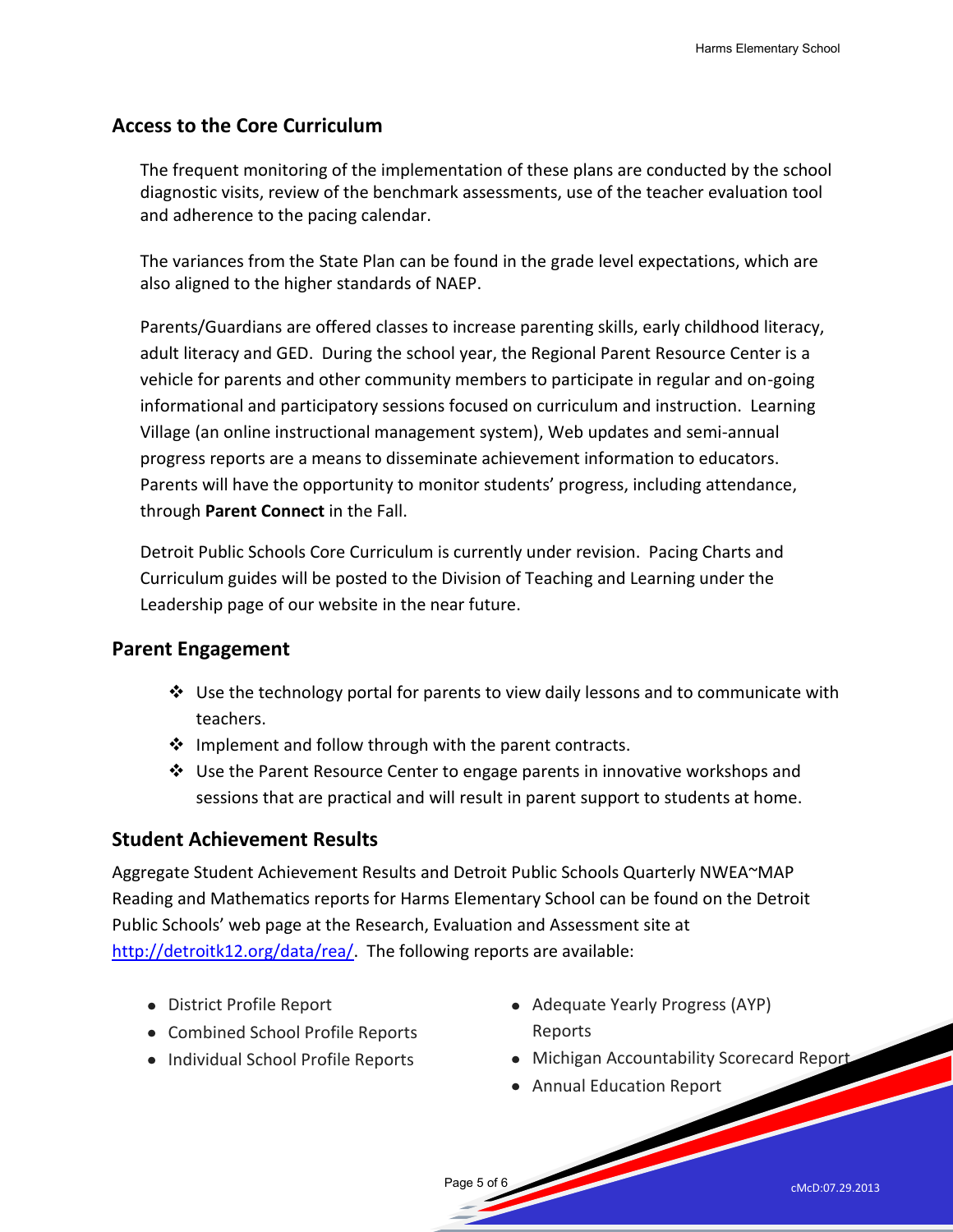## Access to the Core Curriculum

The frequent monitoring of the implementation of these plans are conducted by the school diagnostic visits, review of the benchmark assessments, use of the teacher evaluation tool and adherence to the pacing calendar.

The variances from the State Plan can be found in the grade level expectations, which are also aligned to the higher standards of NAEP.

Parents/Guardians are offered classes to increase parenting skills, early childhood literacy, adult literacy and GED. During the school year, the Regional Parent Resource Center is a vehicle for parents and other community members to participate in regular and on-going informational and participatory sessions focused on curriculum and instruction. Learning Village (an online instructional management system), Web updates and semi-annual progress reports are a means to disseminate achievement information to educators. Parents will have the opportunity to monitor students' progress, including attendance, through **Parent Connect** in the Fall.

Detroit Public Schools Core Curriculum is currently under revision. Pacing Charts and Curriculum guides will be posted to the Division of Teaching and Learning under the Leadership page of our website in the near future.

## Parent Engagement

- Use the technology portal for parents to view daily lessons and to communicate with teachers.
- Implement and follow through with the parent contracts.
- Use the Parent Resource Center to engage parents in innovative workshops and sessions that are practical and will result in parent support to students at home.

## Student Achievement Results

Aggregate Student Achievement Results and Detroit Public Schools Quarterly NWEA~MAP Reading and Mathematics reports for Harms Elementary School can be found on the Detroit Public Schools' web page at the Research, Evaluation and Assessment site at http://detroitk12.org/data/rea/. The following reports are available:

- District Profile Report
- Combined School Profile Reports
- Individual School Profile Reports
- Adequate Yearly Progress (AYP) Reports
- Michigan Accountability Scorecard Report
- Annual Education Report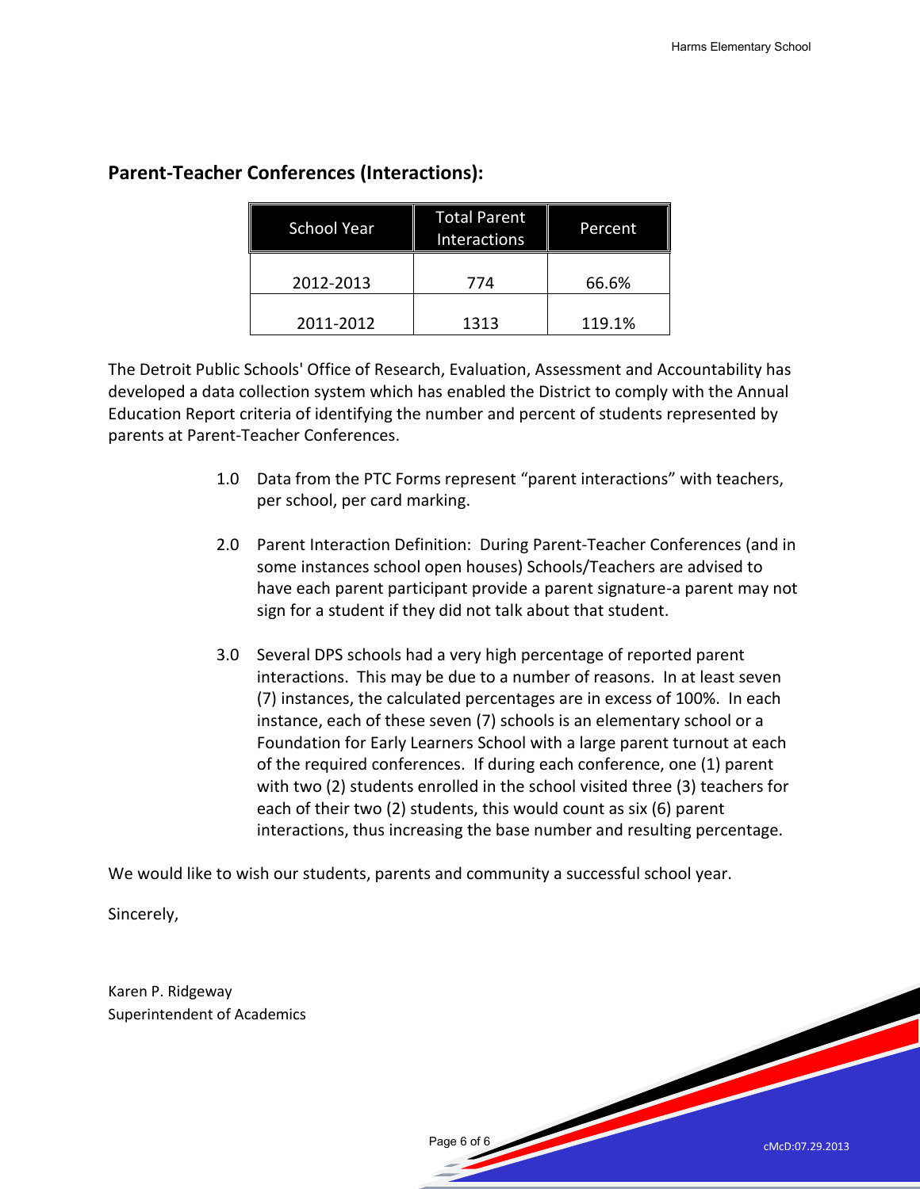## Parent-Teacher Conferences (Interactions):

| School Year | Total Parent Interactions | Percent |
|---|---|---|
| 2012-2013 | 774 | 66.6% |
| 2011-2012 | 1313 | 119.1% |

The Detroit Public Schools' Office of Research, Evaluation, Assessment and Accountability has developed a data collection system which has enabled the District to comply with the Annual Education Report criteria of identifying the number and percent of students represented by parents at Parent-Teacher Conferences.

1.0 Data from the PTC Forms represent "parent interactions" with teachers, per school, per card marking.

2.0 Parent Interaction Definition: During Parent-Teacher Conferences (and in some instances school open houses) Schools/Teachers are advised to have each parent participant provide a parent signature-a parent may not sign for a student if they did not talk about that student.

3.0 Several DPS schools had a very high percentage of reported parent interactions. This may be due to a number of reasons. In at least seven (7) instances, the calculated percentages are in excess of 100%. In each instance, each of these seven (7) schools is an elementary school or a Foundation for Early Learners School with a large parent turnout at each of the required conferences. If during each conference, one (1) parent with two (2) students enrolled in the school visited three (3) teachers for each of their two (2) students, this would count as six (6) parent interactions, thus increasing the base number and resulting percentage.

We would like to wish our students, parents and community a successful school year.

Sincerely,

Karen P. Ridgeway
Superintendent of Academics